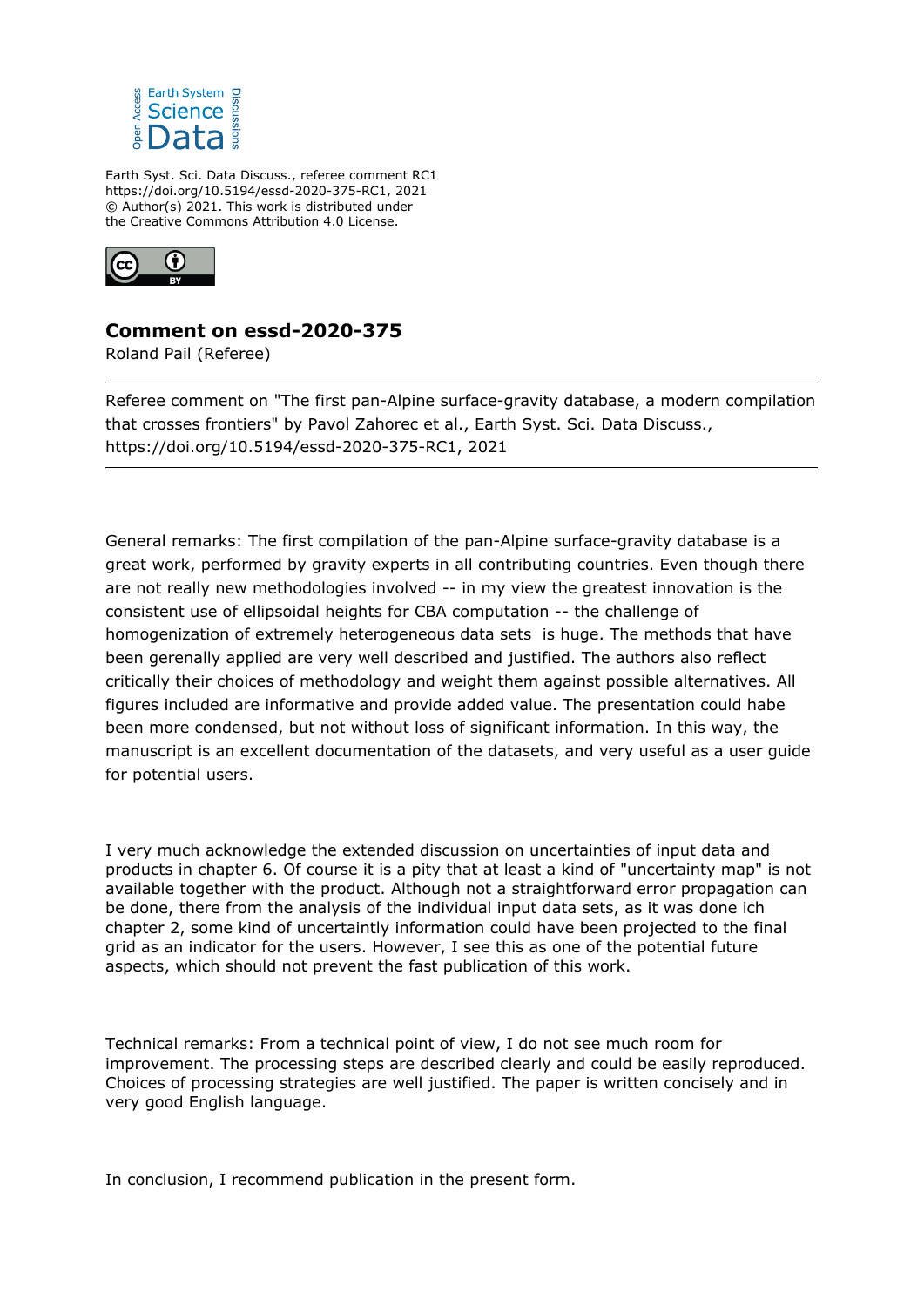Earth Syst. Sci. Data Discuss., referee comment RC1
https://doi.org/10.5194/essd-2020-375-RC1, 2021
© Author(s) 2021. This work is distributed under
the Creative Commons Attribution 4.0 License.

## Comment on essd-2020-375

Roland Pail (Referee)

Referee comment on "The first pan-Alpine surface-gravity database, a modern compilation that crosses frontiers" by Pavol Zahorec et al., Earth Syst. Sci. Data Discuss., https://doi.org/10.5194/essd-2020-375-RC1, 2021

General remarks: The first compilation of the pan-Alpine surface-gravity database is a great work, performed by gravity experts in all contributing countries. Even though there are not really new methodologies involved -- in my view the greatest innovation is the consistent use of ellipsoidal heights for CBA computation -- the challenge of homogenization of extremely heterogeneous data sets is huge. The methods that have been gerenally applied are very well described and justified. The authors also reflect critically their choices of methodology and weight them against possible alternatives. All figures included are informative and provide added value. The presentation could habe been more condensed, but not without loss of significant information. In this way, the manuscript is an excellent documentation of the datasets, and very useful as a user guide for potential users.

I very much acknowledge the extended discussion on uncertainties of input data and products in chapter 6. Of course it is a pity that at least a kind of "uncertainty map" is not available together with the product. Although not a straightforward error propagation can be done, there from the analysis of the individual input data sets, as it was done ich chapter 2, some kind of uncertaintly information could have been projected to the final grid as an indicator for the users. However, I see this as one of the potential future aspects, which should not prevent the fast publication of this work.

Technical remarks: From a technical point of view, I do not see much room for improvement. The processing steps are described clearly and could be easily reproduced. Choices of processing strategies are well justified. The paper is written concisely and in very good English language.

In conclusion, I recommend publication in the present form.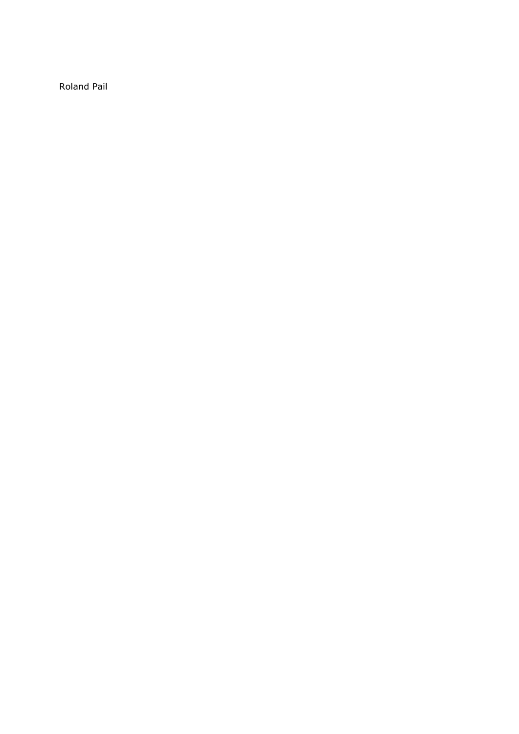Roland Pail